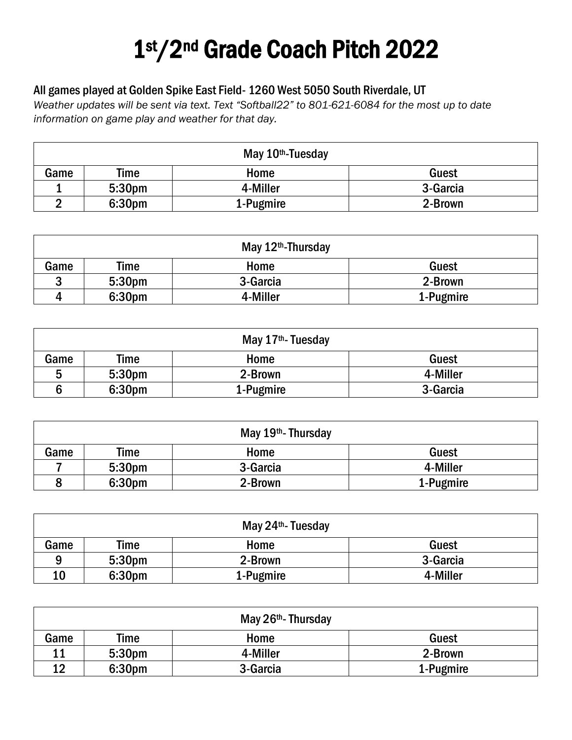# 1st/2nd Grade Coach Pitch 2022

All games played at Golden Spike East Field- 1260 West 5050 South Riverdale, UT

*Weather updates will be sent via text. Text "Softball22" to 801-621-6084 for the most up to date information on game play and weather for that day.*

| May 10th-Tuesday | | | |
|---|---|---|---|
| Game | Time | Home | Guest |
| 1 | 5:30pm | 4-Miller | 3-Garcia |
| 2 | 6:30pm | 1-Pugmire | 2-Brown |

| May 12th-Thursday | | | |
|---|---|---|---|
| Game | Time | Home | Guest |
| 3 | 5:30pm | 3-Garcia | 2-Brown |
| 4 | 6:30pm | 4-Miller | 1-Pugmire |

| May 17th- Tuesday | | | |
|---|---|---|---|
| Game | Time | Home | Guest |
| 5 | 5:30pm | 2-Brown | 4-Miller |
| 6 | 6:30pm | 1-Pugmire | 3-Garcia |

| May 19th- Thursday | | | |
|---|---|---|---|
| Game | Time | Home | Guest |
| 7 | 5:30pm | 3-Garcia | 4-Miller |
| 8 | 6:30pm | 2-Brown | 1-Pugmire |

| May 24th- Tuesday | | | |
|---|---|---|---|
| Game | Time | Home | Guest |
| 9 | 5:30pm | 2-Brown | 3-Garcia |
| 10 | 6:30pm | 1-Pugmire | 4-Miller |

| May 26th- Thursday | | | |
|---|---|---|---|
| Game | Time | Home | Guest |
| 11 | 5:30pm | 4-Miller | 2-Brown |
| 12 | 6:30pm | 3-Garcia | 1-Pugmire |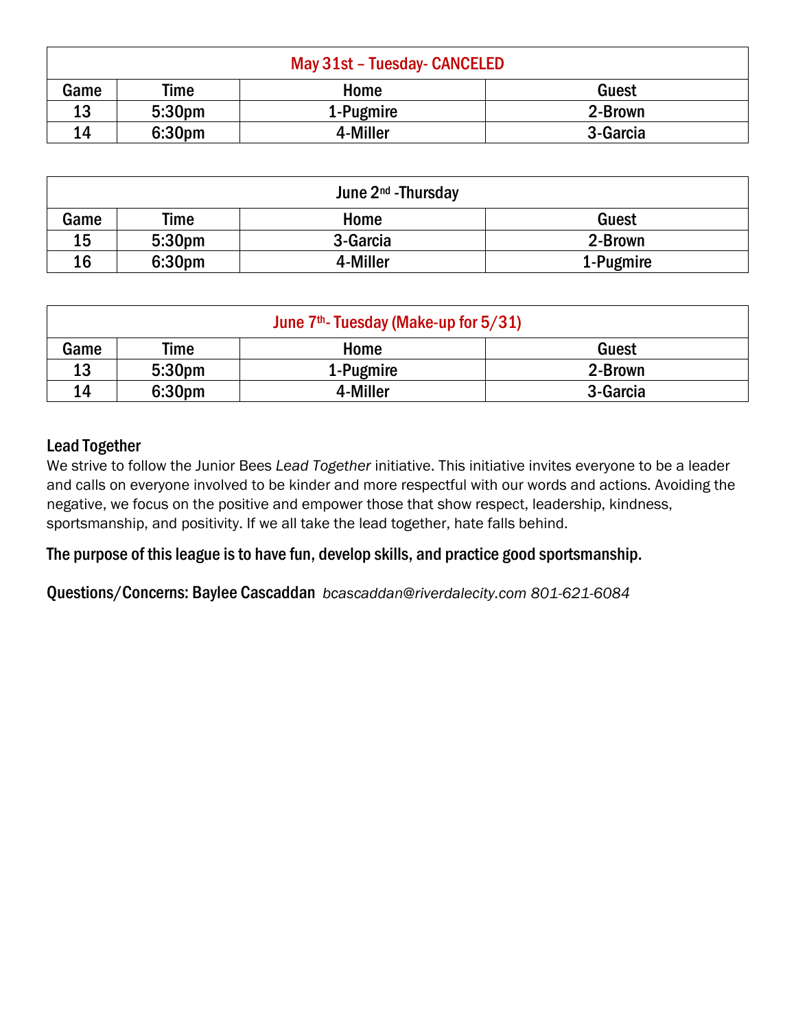| May 31st – Tuesday- CANCELED | | | |
|---|---|---|---|
| Game | Time | Home | Guest |
| 13 | 5:30pm | 1-Pugmire | 2-Brown |
| 14 | 6:30pm | 4-Miller | 3-Garcia |

| June 2nd -Thursday | | | |
|---|---|---|---|
| Game | Time | Home | Guest |
| 15 | 5:30pm | 3-Garcia | 2-Brown |
| 16 | 6:30pm | 4-Miller | 1-Pugmire |

| June 7th- Tuesday (Make-up for 5/31) | | | |
|---|---|---|---|
| Game | Time | Home | Guest |
| 13 | 5:30pm | 1-Pugmire | 2-Brown |
| 14 | 6:30pm | 4-Miller | 3-Garcia |

### Lead Together

We strive to follow the Junior Bees *Lead Together* initiative. This initiative invites everyone to be a leader and calls on everyone involved to be kinder and more respectful with our words and actions. Avoiding the negative, we focus on the positive and empower those that show respect, leadership, kindness, sportsmanship, and positivity. If we all take the lead together, hate falls behind.

**The purpose of this league is to have fun, develop skills, and practice good sportsmanship.**

**Questions/Concerns: Baylee Cascaddan** *bcascaddan@riverdalecity.com 801-621-6084*